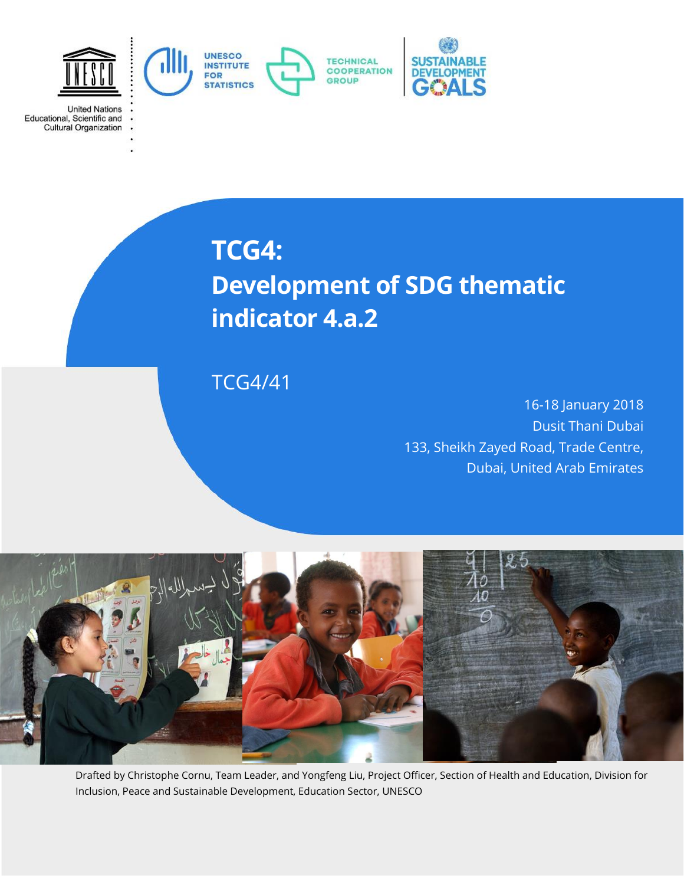United Nations Educational, Scientific and Cultural Organization

UNESCO INSTITUTE FOR STATISTICS

TECHNICAL COOPERATION GROUP

SUSTAINABLE DEVELOPMENT GOALS

# TCG4: Development of SDG thematic indicator 4.a.2

TCG4/41

16-18 January 2018
Dusit Thani Dubai
133, Sheikh Zayed Road, Trade Centre,
Dubai, United Arab Emirates

Drafted by Christophe Cornu, Team Leader, and Yongfeng Liu, Project Officer, Section of Health and Education, Division for Inclusion, Peace and Sustainable Development, Education Sector, UNESCO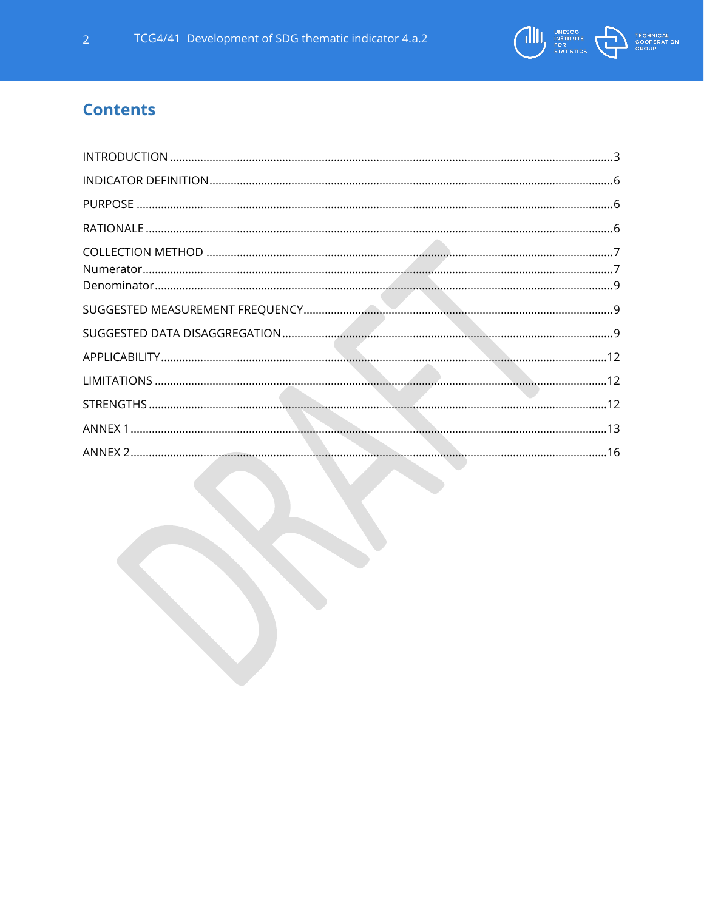## Contents

INTRODUCTION ....................................................................................................................3

INDICATOR DEFINITION.......................................................................................................6

PURPOSE ...........................................................................................................................6

RATIONALE ........................................................................................................................6

COLLECTION METHOD .......................................................................................................7
Numerator...........................................................................................................................7
Denominator........................................................................................................................9

SUGGESTED MEASUREMENT FREQUENCY.........................................................................9

SUGGESTED DATA DISAGGREGATION ...............................................................................9

APPLICABILITY..................................................................................................................12

LIMITATIONS ....................................................................................................................12

STRENGTHS ......................................................................................................................12

ANNEX 1............................................................................................................................13

ANNEX 2............................................................................................................................16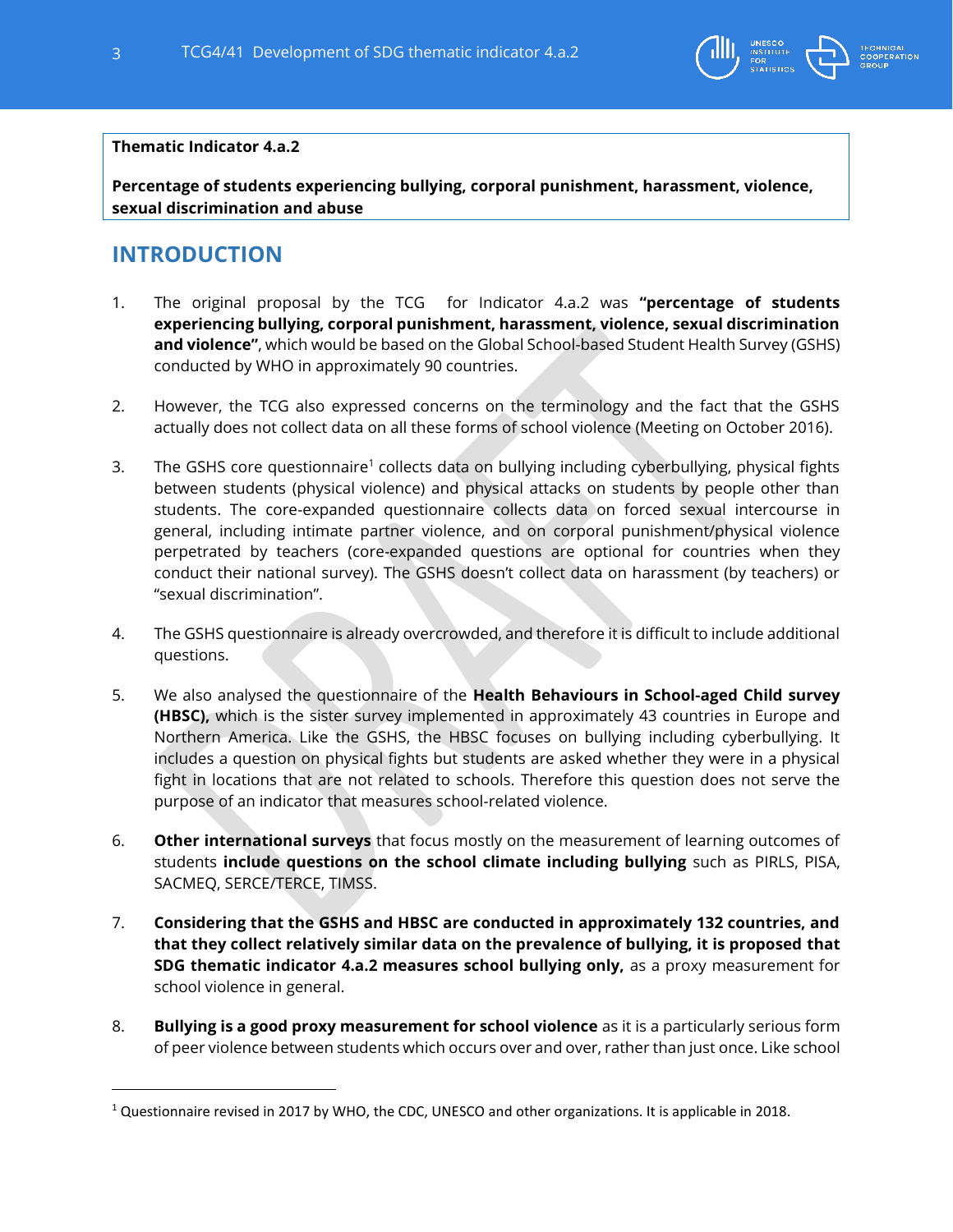**Thematic Indicator 4.a.2**

**Percentage of students experiencing bullying, corporal punishment, harassment, violence, sexual discrimination and abuse**

## INTRODUCTION

1. The original proposal by the TCG for Indicator 4.a.2 was **"percentage of students experiencing bullying, corporal punishment, harassment, violence, sexual discrimination and violence"**, which would be based on the Global School-based Student Health Survey (GSHS) conducted by WHO in approximately 90 countries.

2. However, the TCG also expressed concerns on the terminology and the fact that the GSHS actually does not collect data on all these forms of school violence (Meeting on October 2016).

3. The GSHS core questionnaire[1] collects data on bullying including cyberbullying, physical fights between students (physical violence) and physical attacks on students by people other than students. The core-expanded questionnaire collects data on forced sexual intercourse in general, including intimate partner violence, and on corporal punishment/physical violence perpetrated by teachers (core-expanded questions are optional for countries when they conduct their national survey). The GSHS doesn't collect data on harassment (by teachers) or "sexual discrimination".

4. The GSHS questionnaire is already overcrowded, and therefore it is difficult to include additional questions.

5. We also analysed the questionnaire of the **Health Behaviours in School-aged Child survey (HBSC),** which is the sister survey implemented in approximately 43 countries in Europe and Northern America. Like the GSHS, the HBSC focuses on bullying including cyberbullying. It includes a question on physical fights but students are asked whether they were in a physical fight in locations that are not related to schools. Therefore this question does not serve the purpose of an indicator that measures school-related violence.

6. **Other international surveys** that focus mostly on the measurement of learning outcomes of students **include questions on the school climate including bullying** such as PIRLS, PISA, SACMEQ, SERCE/TERCE, TIMSS.

7. **Considering that the GSHS and HBSC are conducted in approximately 132 countries, and that they collect relatively similar data on the prevalence of bullying, it is proposed that SDG thematic indicator 4.a.2 measures school bullying only,** as a proxy measurement for school violence in general.

8. **Bullying is a good proxy measurement for school violence** as it is a particularly serious form of peer violence between students which occurs over and over, rather than just once. Like school

---

[1] Questionnaire revised in 2017 by WHO, the CDC, UNESCO and other organizations. It is applicable in 2018.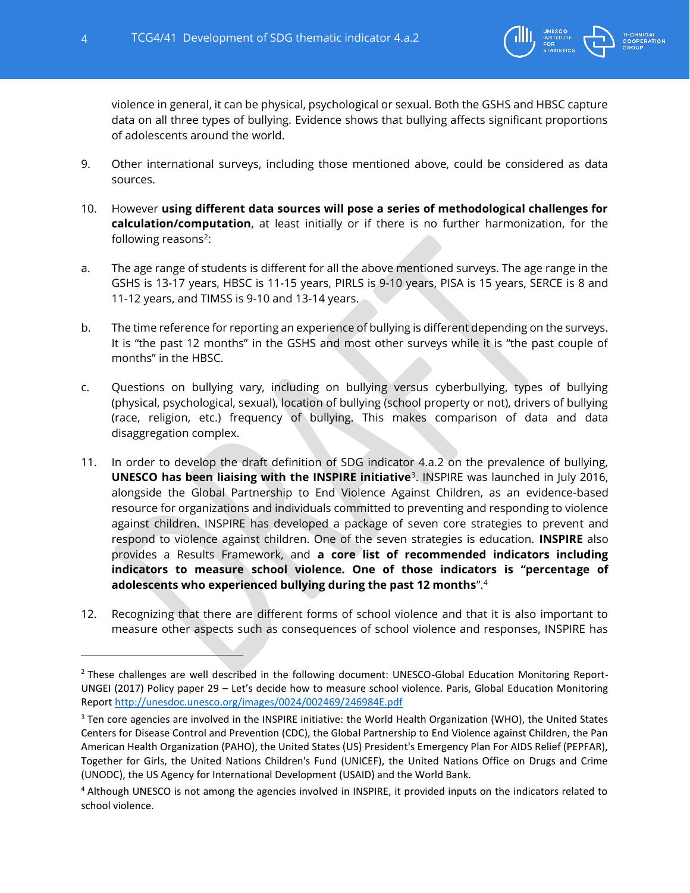violence in general, it can be physical, psychological or sexual. Both the GSHS and HBSC capture data on all three types of bullying. Evidence shows that bullying affects significant proportions of adolescents around the world.

9. Other international surveys, including those mentioned above, could be considered as data sources.

10. However **using different data sources will pose a series of methodological challenges for calculation/computation**, at least initially or if there is no further harmonization, for the following reasons[2]:

a. The age range of students is different for all the above mentioned surveys. The age range in the GSHS is 13-17 years, HBSC is 11-15 years, PIRLS is 9-10 years, PISA is 15 years, SERCE is 8 and 11-12 years, and TIMSS is 9-10 and 13-14 years.

b. The time reference for reporting an experience of bullying is different depending on the surveys. It is "the past 12 months" in the GSHS and most other surveys while it is "the past couple of months" in the HBSC.

c. Questions on bullying vary, including on bullying versus cyberbullying, types of bullying (physical, psychological, sexual), location of bullying (school property or not), drivers of bullying (race, religion, etc.) frequency of bullying. This makes comparison of data and data disaggregation complex.

11. In order to develop the draft definition of SDG indicator 4.a.2 on the prevalence of bullying, **UNESCO has been liaising with the INSPIRE initiative**[3]. INSPIRE was launched in July 2016, alongside the Global Partnership to End Violence Against Children, as an evidence-based resource for organizations and individuals committed to preventing and responding to violence against children. INSPIRE has developed a package of seven core strategies to prevent and respond to violence against children. One of the seven strategies is education. **INSPIRE** also provides a Results Framework, and **a core list of recommended indicators including indicators to measure school violence. One of those indicators is "percentage of adolescents who experienced bullying during the past 12 months**".[4]

12. Recognizing that there are different forms of school violence and that it is also important to measure other aspects such as consequences of school violence and responses, INSPIRE has

---

[2] These challenges are well described in the following document: UNESCO-Global Education Monitoring Report-UNGEI (2017) Policy paper 29 – Let's decide how to measure school violence. Paris, Global Education Monitoring Report http://unesdoc.unesco.org/images/0024/002469/246984E.pdf

[3] Ten core agencies are involved in the INSPIRE initiative: the World Health Organization (WHO), the United States Centers for Disease Control and Prevention (CDC), the Global Partnership to End Violence against Children, the Pan American Health Organization (PAHO), the United States (US) President's Emergency Plan For AIDS Relief (PEPFAR), Together for Girls, the United Nations Children's Fund (UNICEF), the United Nations Office on Drugs and Crime (UNODC), the US Agency for International Development (USAID) and the World Bank.

[4] Although UNESCO is not among the agencies involved in INSPIRE, it provided inputs on the indicators related to school violence.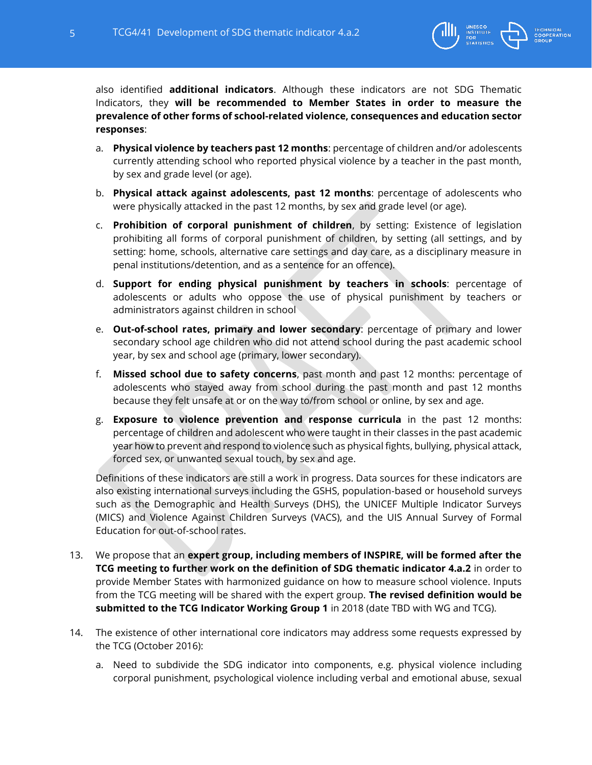also identified **additional indicators**. Although these indicators are not SDG Thematic Indicators, they **will be recommended to Member States in order to measure the prevalence of other forms of school-related violence, consequences and education sector responses**:

a. **Physical violence by teachers past 12 months**: percentage of children and/or adolescents currently attending school who reported physical violence by a teacher in the past month, by sex and grade level (or age).

b. **Physical attack against adolescents, past 12 months**: percentage of adolescents who were physically attacked in the past 12 months, by sex and grade level (or age).

c. **Prohibition of corporal punishment of children**, by setting: Existence of legislation prohibiting all forms of corporal punishment of children, by setting (all settings, and by setting: home, schools, alternative care settings and day care, as a disciplinary measure in penal institutions/detention, and as a sentence for an offence).

d. **Support for ending physical punishment by teachers in schools**: percentage of adolescents or adults who oppose the use of physical punishment by teachers or administrators against children in school

e. **Out-of-school rates, primary and lower secondary**: percentage of primary and lower secondary school age children who did not attend school during the past academic school year, by sex and school age (primary, lower secondary).

f. **Missed school due to safety concerns**, past month and past 12 months: percentage of adolescents who stayed away from school during the past month and past 12 months because they felt unsafe at or on the way to/from school or online, by sex and age.

g. **Exposure to violence prevention and response curricula** in the past 12 months: percentage of children and adolescent who were taught in their classes in the past academic year how to prevent and respond to violence such as physical fights, bullying, physical attack, forced sex, or unwanted sexual touch, by sex and age.

Definitions of these indicators are still a work in progress. Data sources for these indicators are also existing international surveys including the GSHS, population-based or household surveys such as the Demographic and Health Surveys (DHS), the UNICEF Multiple Indicator Surveys (MICS) and Violence Against Children Surveys (VACS), and the UIS Annual Survey of Formal Education for out-of-school rates.

13. We propose that an **expert group, including members of INSPIRE, will be formed after the TCG meeting to further work on the definition of SDG thematic indicator 4.a.2** in order to provide Member States with harmonized guidance on how to measure school violence. Inputs from the TCG meeting will be shared with the expert group. **The revised definition would be submitted to the TCG Indicator Working Group 1** in 2018 (date TBD with WG and TCG).

14. The existence of other international core indicators may address some requests expressed by the TCG (October 2016):

    a. Need to subdivide the SDG indicator into components, e.g. physical violence including corporal punishment, psychological violence including verbal and emotional abuse, sexual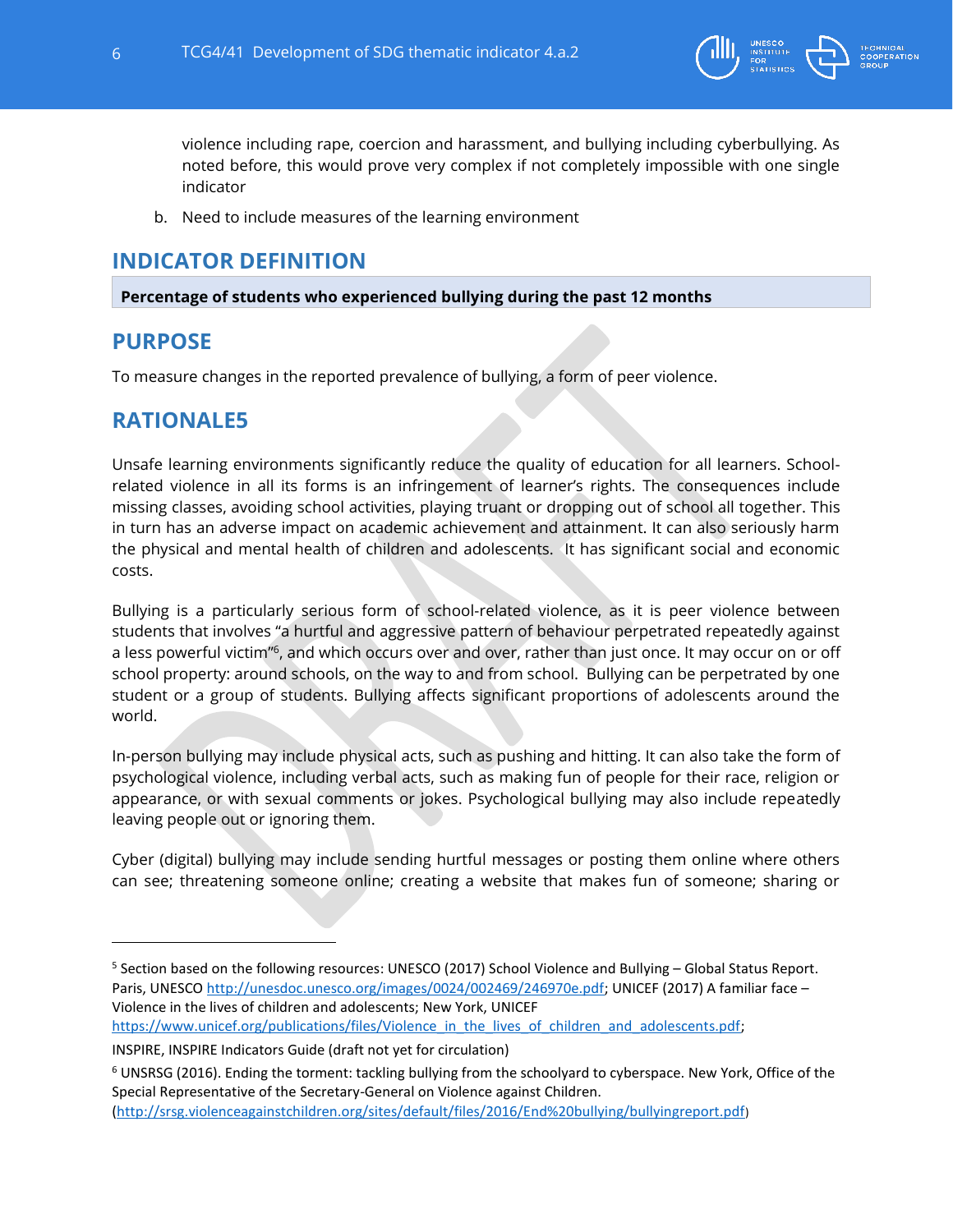violence including rape, coercion and harassment, and bullying including cyberbullying. As noted before, this would prove very complex if not completely impossible with one single indicator

b. Need to include measures of the learning environment

## INDICATOR DEFINITION

**Percentage of students who experienced bullying during the past 12 months**

## PURPOSE

To measure changes in the reported prevalence of bullying, a form of peer violence.

## RATIONALE[5]

Unsafe learning environments significantly reduce the quality of education for all learners. School-related violence in all its forms is an infringement of learner's rights. The consequences include missing classes, avoiding school activities, playing truant or dropping out of school all together. This in turn has an adverse impact on academic achievement and attainment. It can also seriously harm the physical and mental health of children and adolescents. It has significant social and economic costs.

Bullying is a particularly serious form of school-related violence, as it is peer violence between students that involves "a hurtful and aggressive pattern of behaviour perpetrated repeatedly against a less powerful victim"[6], and which occurs over and over, rather than just once. It may occur on or off school property: around schools, on the way to and from school. Bullying can be perpetrated by one student or a group of students. Bullying affects significant proportions of adolescents around the world.

In-person bullying may include physical acts, such as pushing and hitting. It can also take the form of psychological violence, including verbal acts, such as making fun of people for their race, religion or appearance, or with sexual comments or jokes. Psychological bullying may also include repeatedly leaving people out or ignoring them.

Cyber (digital) bullying may include sending hurtful messages or posting them online where others can see; threatening someone online; creating a website that makes fun of someone; sharing or

---

[5] Section based on the following resources: UNESCO (2017) School Violence and Bullying – Global Status Report. Paris, UNESCO http://unesdoc.unesco.org/images/0024/002469/246970e.pdf; UNICEF (2017) A familiar face – Violence in the lives of children and adolescents; New York, UNICEF https://www.unicef.org/publications/files/Violence_in_the_lives_of_children_and_adolescents.pdf;

INSPIRE, INSPIRE Indicators Guide (draft not yet for circulation)

[6] UNSRSG (2016). Ending the torment: tackling bullying from the schoolyard to cyberspace. New York, Office of the Special Representative of the Secretary-General on Violence against Children. (http://srsg.violenceagainstchildren.org/sites/default/files/2016/End%20bullying/bullyingreport.pdf)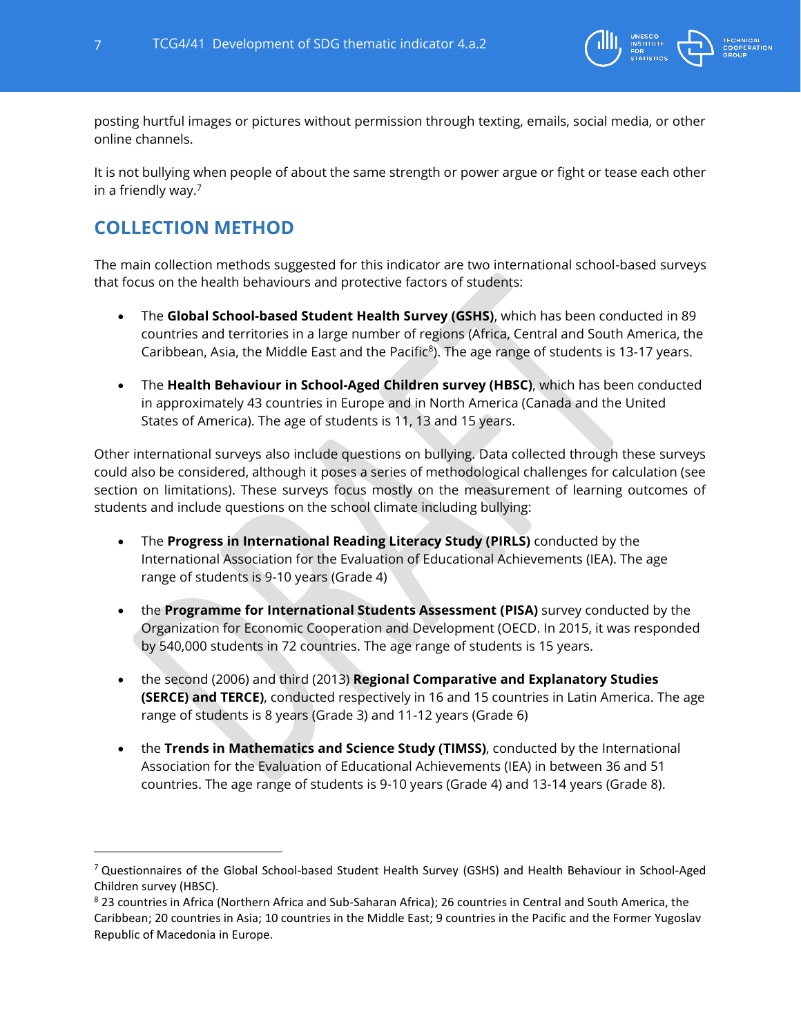posting hurtful images or pictures without permission through texting, emails, social media, or other online channels.

It is not bullying when people of about the same strength or power argue or fight or tease each other in a friendly way.[7]

## COLLECTION METHOD

The main collection methods suggested for this indicator are two international school-based surveys that focus on the health behaviours and protective factors of students:

- The **Global School-based Student Health Survey (GSHS)**, which has been conducted in 89 countries and territories in a large number of regions (Africa, Central and South America, the Caribbean, Asia, the Middle East and the Pacific[8]). The age range of students is 13-17 years.
- The **Health Behaviour in School-Aged Children survey (HBSC)**, which has been conducted in approximately 43 countries in Europe and in North America (Canada and the United States of America). The age of students is 11, 13 and 15 years.

Other international surveys also include questions on bullying. Data collected through these surveys could also be considered, although it poses a series of methodological challenges for calculation (see section on limitations). These surveys focus mostly on the measurement of learning outcomes of students and include questions on the school climate including bullying:

- The **Progress in International Reading Literacy Study (PIRLS)** conducted by the International Association for the Evaluation of Educational Achievements (IEA). The age range of students is 9-10 years (Grade 4)
- the **Programme for International Students Assessment (PISA)** survey conducted by the Organization for Economic Cooperation and Development (OECD. In 2015, it was responded by 540,000 students in 72 countries. The age range of students is 15 years.
- the second (2006) and third (2013) **Regional Comparative and Explanatory Studies (SERCE) and TERCE)**, conducted respectively in 16 and 15 countries in Latin America. The age range of students is 8 years (Grade 3) and 11-12 years (Grade 6)
- the **Trends in Mathematics and Science Study (TIMSS)**, conducted by the International Association for the Evaluation of Educational Achievements (IEA) in between 36 and 51 countries. The age range of students is 9-10 years (Grade 4) and 13-14 years (Grade 8).

---

[7] Questionnaires of the Global School-based Student Health Survey (GSHS) and Health Behaviour in School-Aged Children survey (HBSC).

[8] 23 countries in Africa (Northern Africa and Sub-Saharan Africa); 26 countries in Central and South America, the Caribbean; 20 countries in Asia; 10 countries in the Middle East; 9 countries in the Pacific and the Former Yugoslav Republic of Macedonia in Europe.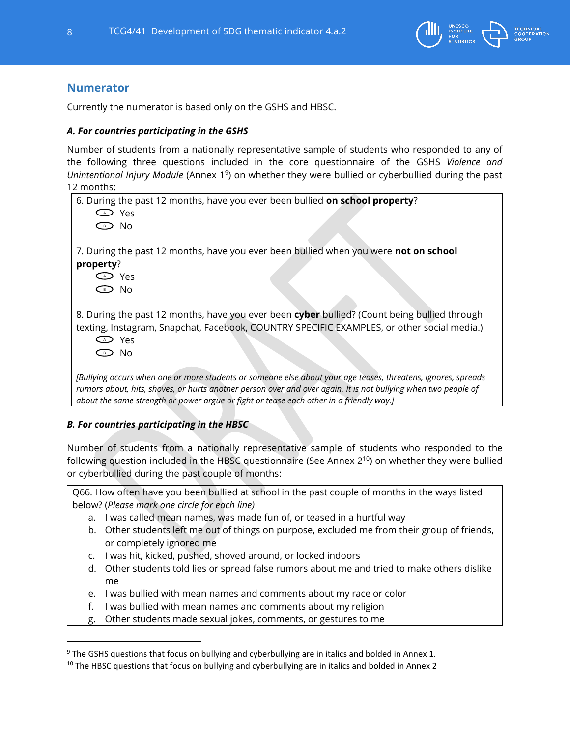## Numerator

Currently the numerator is based only on the GSHS and HBSC.

***A. For countries participating in the GSHS***

Number of students from a nationally representative sample of students who responded to any of the following three questions included in the core questionnaire of the GSHS *Violence and Unintentional Injury Module* (Annex 1[9]) on whether they were bullied or cyberbullied during the past 12 months:

> 6. During the past 12 months, have you ever been bullied **on school property**?
> - Yes
> - No
>
> 7. During the past 12 months, have you ever been bullied when you were **not on school property**?
> - Yes
> - No
>
> 8. During the past 12 months, have you ever been **cyber** bullied? (Count being bullied through texting, Instagram, Snapchat, Facebook, COUNTRY SPECIFIC EXAMPLES, or other social media.)
> - Yes
> - No
>
> *[Bullying occurs when one or more students or someone else about your age teases, threatens, ignores, spreads rumors about, hits, shoves, or hurts another person over and over again. It is not bullying when two people of about the same strength or power argue or fight or tease each other in a friendly way.]*

***B. For countries participating in the HBSC***

Number of students from a nationally representative sample of students who responded to the following question included in the HBSC questionnaire (See Annex 2[10]) on whether they were bullied or cyberbullied during the past couple of months:

> Q66. How often have you been bullied at school in the past couple of months in the ways listed below? (*Please mark one circle for each line)*
> a. I was called mean names, was made fun of, or teased in a hurtful way
> b. Other students left me out of things on purpose, excluded me from their group of friends, or completely ignored me
> c. I was hit, kicked, pushed, shoved around, or locked indoors
> d. Other students told lies or spread false rumors about me and tried to make others dislike me
> e. I was bullied with mean names and comments about my race or color
> f. I was bullied with mean names and comments about my religion
> g. Other students made sexual jokes, comments, or gestures to me

---

[9] The GSHS questions that focus on bullying and cyberbullying are in italics and bolded in Annex 1.

[10] The HBSC questions that focus on bullying and cyberbullying are in italics and bolded in Annex 2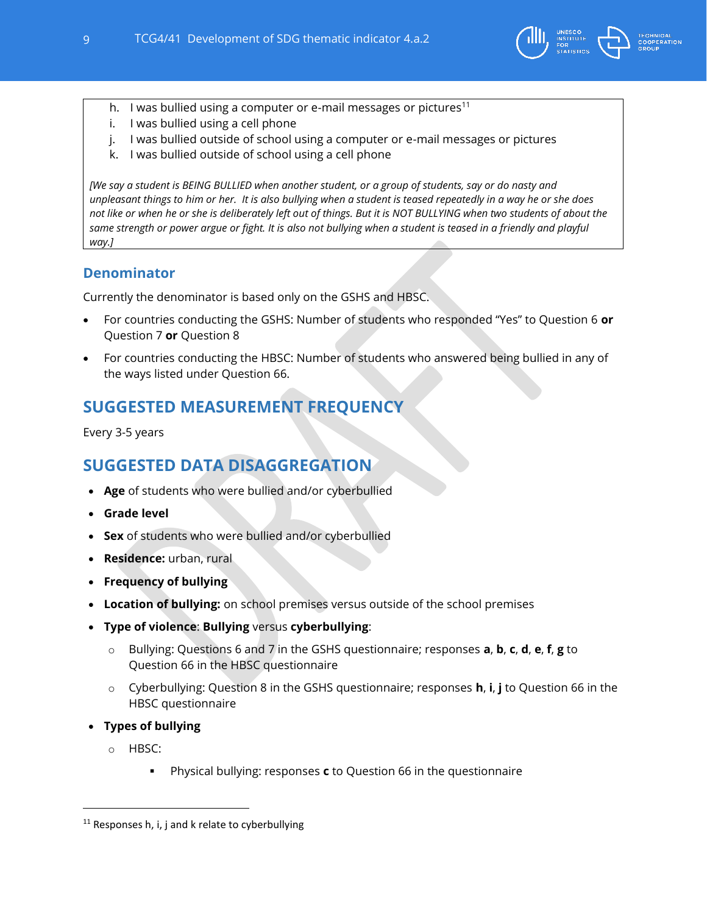h. I was bullied using a computer or e-mail messages or pictures[11]
i. I was bullied using a cell phone
j. I was bullied outside of school using a computer or e-mail messages or pictures
k. I was bullied outside of school using a cell phone

*[We say a student is BEING BULLIED when another student, or a group of students, say or do nasty and unpleasant things to him or her. It is also bullying when a student is teased repeatedly in a way he or she does not like or when he or she is deliberately left out of things. But it is NOT BULLYING when two students of about the same strength or power argue or fight. It is also not bullying when a student is teased in a friendly and playful way.]*

### Denominator

Currently the denominator is based only on the GSHS and HBSC.

- For countries conducting the GSHS: Number of students who responded "Yes" to Question 6 **or** Question 7 **or** Question 8
- For countries conducting the HBSC: Number of students who answered being bullied in any of the ways listed under Question 66.

## SUGGESTED MEASUREMENT FREQUENCY

Every 3-5 years

## SUGGESTED DATA DISAGGREGATION

- **Age** of students who were bullied and/or cyberbullied
- **Grade level**
- **Sex** of students who were bullied and/or cyberbullied
- **Residence:** urban, rural
- **Frequency of bullying**
- **Location of bullying:** on school premises versus outside of the school premises
- **Type of violence**: **Bullying** versus **cyberbullying**:
  - Bullying: Questions 6 and 7 in the GSHS questionnaire; responses **a**, **b**, **c**, **d**, **e**, **f**, **g** to Question 66 in the HBSC questionnaire
  - Cyberbullying: Question 8 in the GSHS questionnaire; responses **h**, **i**, **j** to Question 66 in the HBSC questionnaire
- **Types of bullying**
  - HBSC:
    - Physical bullying: responses **c** to Question 66 in the questionnaire

[11] Responses h, i, j and k relate to cyberbullying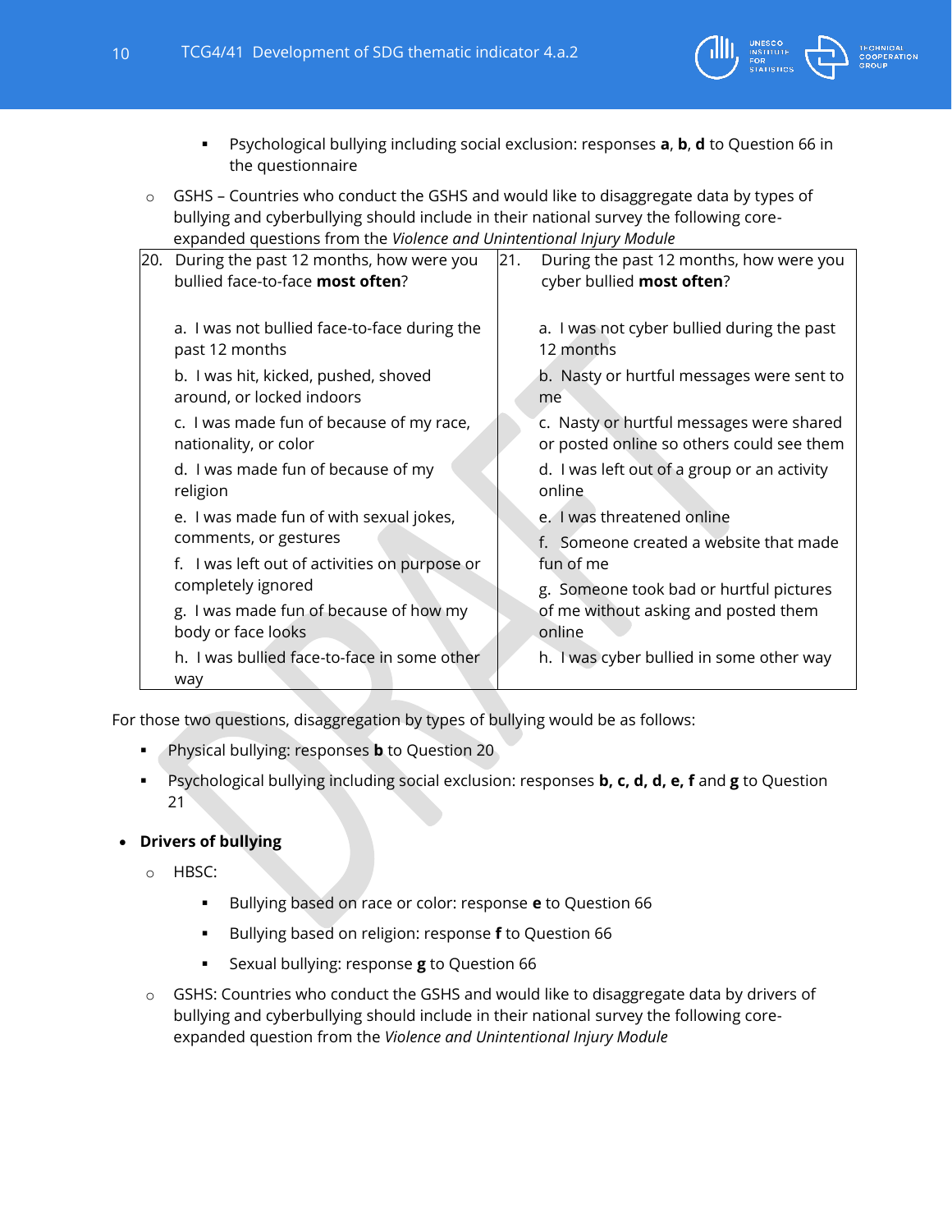- Psychological bullying including social exclusion: responses **a**, **b**, **d** to Question 66 in the questionnaire
  - GSHS – Countries who conduct the GSHS and would like to disaggregate data by types of bullying and cyberbullying should include in their national survey the following core-expanded questions from the *Violence and Unintentional Injury Module*

| 20. During the past 12 months, how were you bullied face-to-face **most often**? | 21. During the past 12 months, how were you cyber bullied **most often**? |
|---|---|
| a. I was not bullied face-to-face during the past 12 months<br>b. I was hit, kicked, pushed, shoved around, or locked indoors<br>c. I was made fun of because of my race, nationality, or color<br>d. I was made fun of because of my religion<br>e. I was made fun of with sexual jokes, comments, or gestures<br>f. I was left out of activities on purpose or completely ignored<br>g. I was made fun of because of how my body or face looks<br>h. I was bullied face-to-face in some other way | a. I was not cyber bullied during the past 12 months<br>b. Nasty or hurtful messages were sent to me<br>c. Nasty or hurtful messages were shared or posted online so others could see them<br>d. I was left out of a group or an activity online<br>e. I was threatened online<br>f. Someone created a website that made fun of me<br>g. Someone took bad or hurtful pictures of me without asking and posted them online<br>h. I was cyber bullied in some other way |

For those two questions, disaggregation by types of bullying would be as follows:

- Physical bullying: responses **b** to Question 20
- Psychological bullying including social exclusion: responses **b, c, d, d, e, f** and **g** to Question 21

- **Drivers of bullying**
  - HBSC:
    - Bullying based on race or color: response **e** to Question 66
    - Bullying based on religion: response **f** to Question 66
    - Sexual bullying: response **g** to Question 66
  - GSHS: Countries who conduct the GSHS and would like to disaggregate data by drivers of bullying and cyberbullying should include in their national survey the following core-expanded question from the *Violence and Unintentional Injury Module*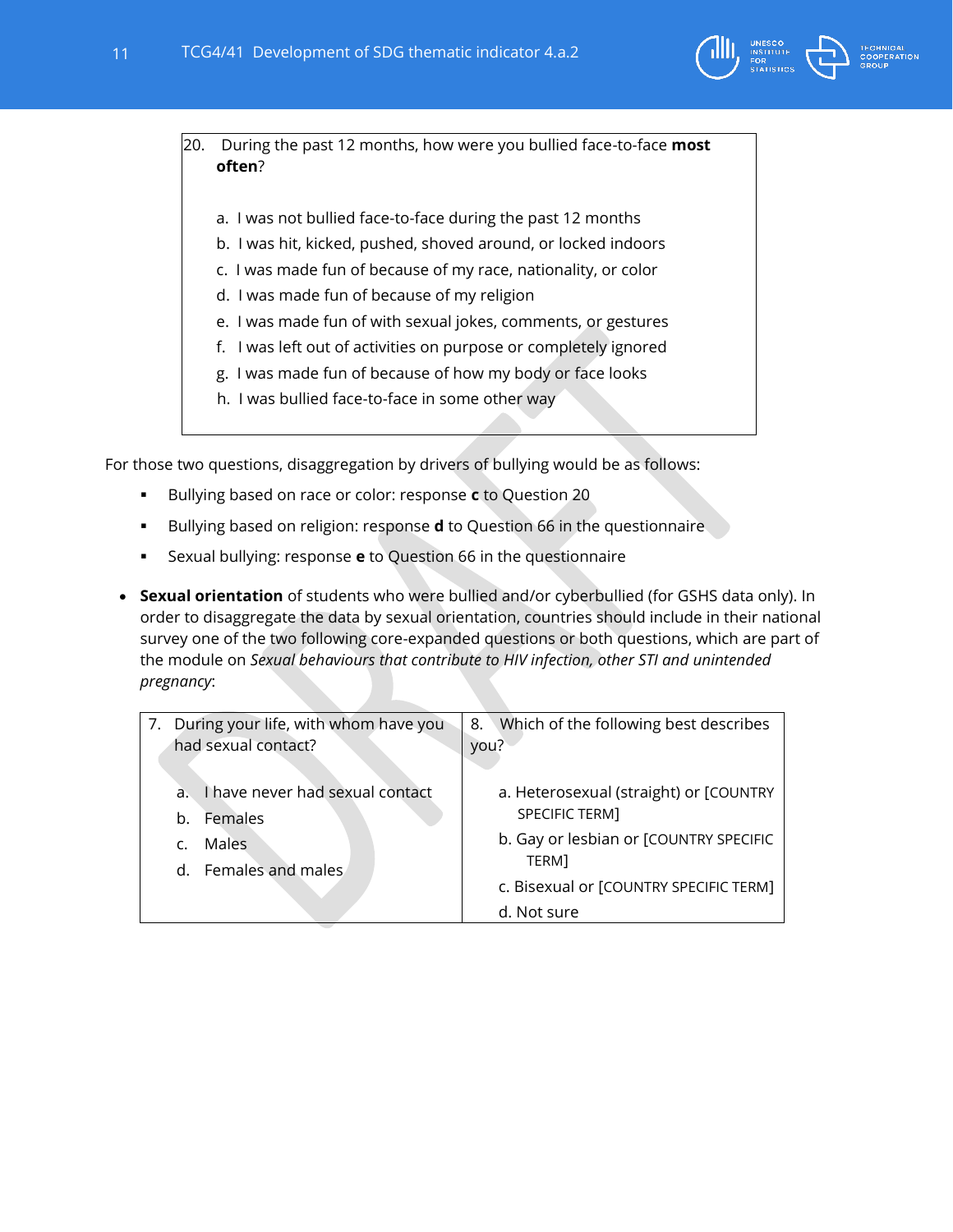20. During the past 12 months, how were you bullied face-to-face **most often**?

a. I was not bullied face-to-face during the past 12 months
b. I was hit, kicked, pushed, shoved around, or locked indoors
c. I was made fun of because of my race, nationality, or color
d. I was made fun of because of my religion
e. I was made fun of with sexual jokes, comments, or gestures
f. I was left out of activities on purpose or completely ignored
g. I was made fun of because of how my body or face looks
h. I was bullied face-to-face in some other way

For those two questions, disaggregation by drivers of bullying would be as follows:

- Bullying based on race or color: response **c** to Question 20
- Bullying based on religion: response **d** to Question 66 in the questionnaire
- Sexual bullying: response **e** to Question 66 in the questionnaire

- **Sexual orientation** of students who were bullied and/or cyberbullied (for GSHS data only). In order to disaggregate the data by sexual orientation, countries should include in their national survey one of the two following core-expanded questions or both questions, which are part of the module on *Sexual behaviours that contribute to HIV infection, other STI and unintended pregnancy*:

| 7. During your life, with whom have you had sexual contact? | 8. Which of the following best describes you? |
|---|---|
| a. I have never had sexual contact<br>b. Females<br>c. Males<br>d. Females and males | a. Heterosexual (straight) or [COUNTRY SPECIFIC TERM]<br>b. Gay or lesbian or [COUNTRY SPECIFIC TERM]<br>c. Bisexual or [COUNTRY SPECIFIC TERM]<br>d. Not sure |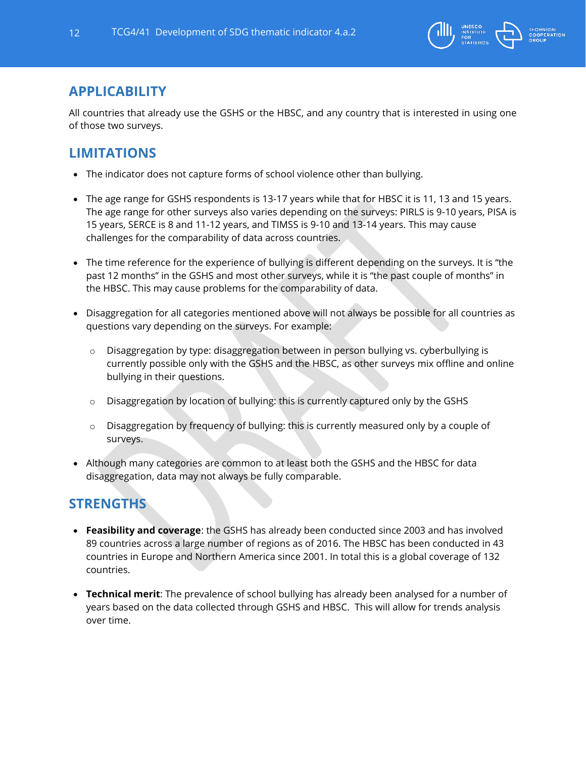## APPLICABILITY

All countries that already use the GSHS or the HBSC, and any country that is interested in using one of those two surveys.

## LIMITATIONS

- The indicator does not capture forms of school violence other than bullying.
- The age range for GSHS respondents is 13-17 years while that for HBSC it is 11, 13 and 15 years. The age range for other surveys also varies depending on the surveys: PIRLS is 9-10 years, PISA is 15 years, SERCE is 8 and 11-12 years, and TIMSS is 9-10 and 13-14 years. This may cause challenges for the comparability of data across countries.
- The time reference for the experience of bullying is different depending on the surveys. It is "the past 12 months" in the GSHS and most other surveys, while it is "the past couple of months" in the HBSC. This may cause problems for the comparability of data.
- Disaggregation for all categories mentioned above will not always be possible for all countries as questions vary depending on the surveys. For example:
    - Disaggregation by type: disaggregation between in person bullying vs. cyberbullying is currently possible only with the GSHS and the HBSC, as other surveys mix offline and online bullying in their questions.
    - Disaggregation by location of bullying: this is currently captured only by the GSHS
    - Disaggregation by frequency of bullying: this is currently measured only by a couple of surveys.
- Although many categories are common to at least both the GSHS and the HBSC for data disaggregation, data may not always be fully comparable.

## STRENGTHS

- **Feasibility and coverage**: the GSHS has already been conducted since 2003 and has involved 89 countries across a large number of regions as of 2016. The HBSC has been conducted in 43 countries in Europe and Northern America since 2001. In total this is a global coverage of 132 countries.
- **Technical merit**: The prevalence of school bullying has already been analysed for a number of years based on the data collected through GSHS and HBSC. This will allow for trends analysis over time.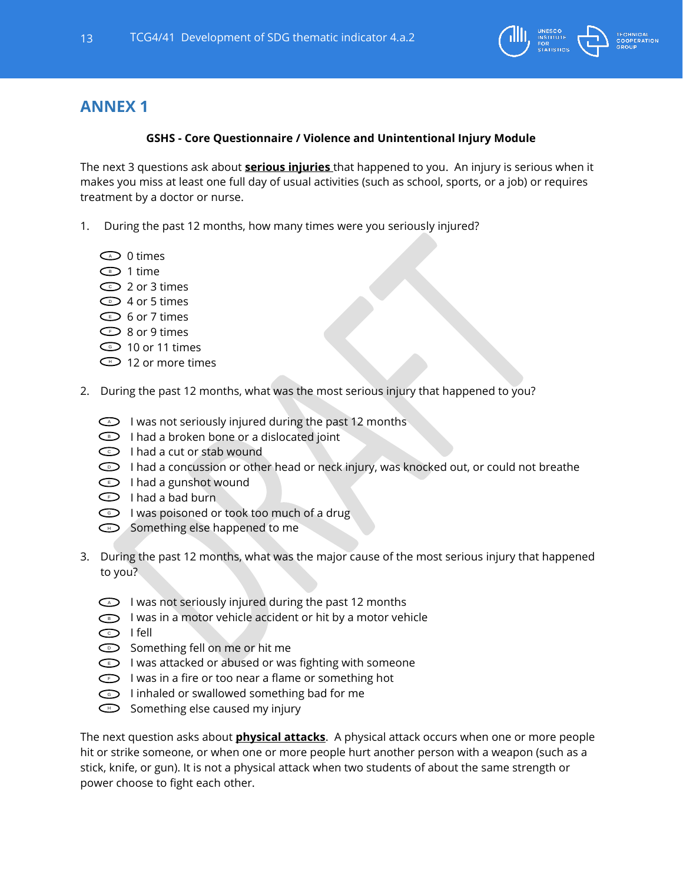## ANNEX 1

**GSHS - Core Questionnaire / Violence and Unintentional Injury Module**

The next 3 questions ask about **serious injuries** that happened to you. An injury is serious when it makes you miss at least one full day of usual activities (such as school, sports, or a job) or requires treatment by a doctor or nurse.

1. During the past 12 months, how many times were you seriously injured?

   - A 0 times
   - B 1 time
   - C 2 or 3 times
   - D 4 or 5 times
   - E 6 or 7 times
   - F 8 or 9 times
   - G 10 or 11 times
   - H 12 or more times

2. During the past 12 months, what was the most serious injury that happened to you?

   - A I was not seriously injured during the past 12 months
   - B I had a broken bone or a dislocated joint
   - C I had a cut or stab wound
   - D I had a concussion or other head or neck injury, was knocked out, or could not breathe
   - E I had a gunshot wound
   - F I had a bad burn
   - G I was poisoned or took too much of a drug
   - H Something else happened to me

3. During the past 12 months, what was the major cause of the most serious injury that happened to you?

   - A I was not seriously injured during the past 12 months
   - B I was in a motor vehicle accident or hit by a motor vehicle
   - C I fell
   - D Something fell on me or hit me
   - E I was attacked or abused or was fighting with someone
   - F I was in a fire or too near a flame or something hot
   - G I inhaled or swallowed something bad for me
   - H Something else caused my injury

The next question asks about **physical attacks**. A physical attack occurs when one or more people hit or strike someone, or when one or more people hurt another person with a weapon (such as a stick, knife, or gun). It is not a physical attack when two students of about the same strength or power choose to fight each other.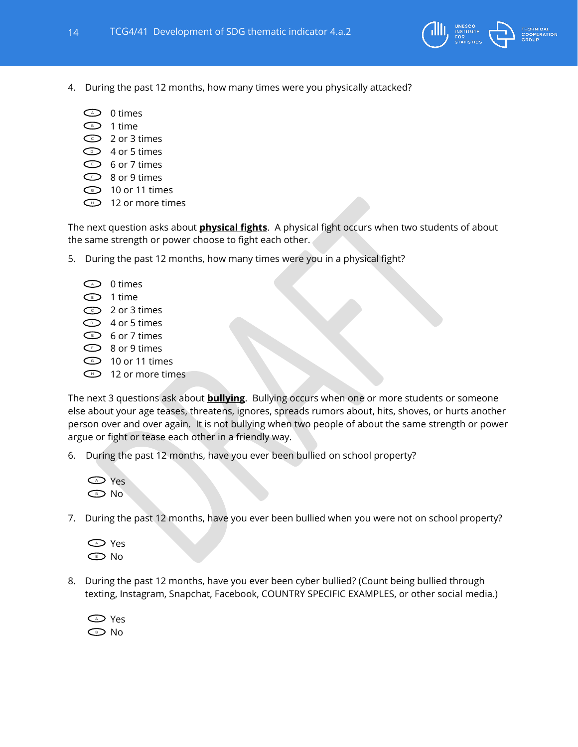4. During the past 12 months, how many times were you physically attacked?

   - A 0 times
   - B 1 time
   - C 2 or 3 times
   - D 4 or 5 times
   - E 6 or 7 times
   - F 8 or 9 times
   - G 10 or 11 times
   - H 12 or more times

The next question asks about **physical fights**. A physical fight occurs when two students of about the same strength or power choose to fight each other.

5. During the past 12 months, how many times were you in a physical fight?

   - A 0 times
   - B 1 time
   - C 2 or 3 times
   - D 4 or 5 times
   - E 6 or 7 times
   - F 8 or 9 times
   - G 10 or 11 times
   - H 12 or more times

The next 3 questions ask about **bullying**. Bullying occurs when one or more students or someone else about your age teases, threatens, ignores, spreads rumors about, hits, shoves, or hurts another person over and over again. It is not bullying when two people of about the same strength or power argue or fight or tease each other in a friendly way.

6. During the past 12 months, have you ever been bullied on school property?

   - A Yes
   - B No

7. During the past 12 months, have you ever been bullied when you were not on school property?

   - A Yes
   - B No

8. During the past 12 months, have you ever been cyber bullied? (Count being bullied through texting, Instagram, Snapchat, Facebook, COUNTRY SPECIFIC EXAMPLES, or other social media.)

   - A Yes
   - B No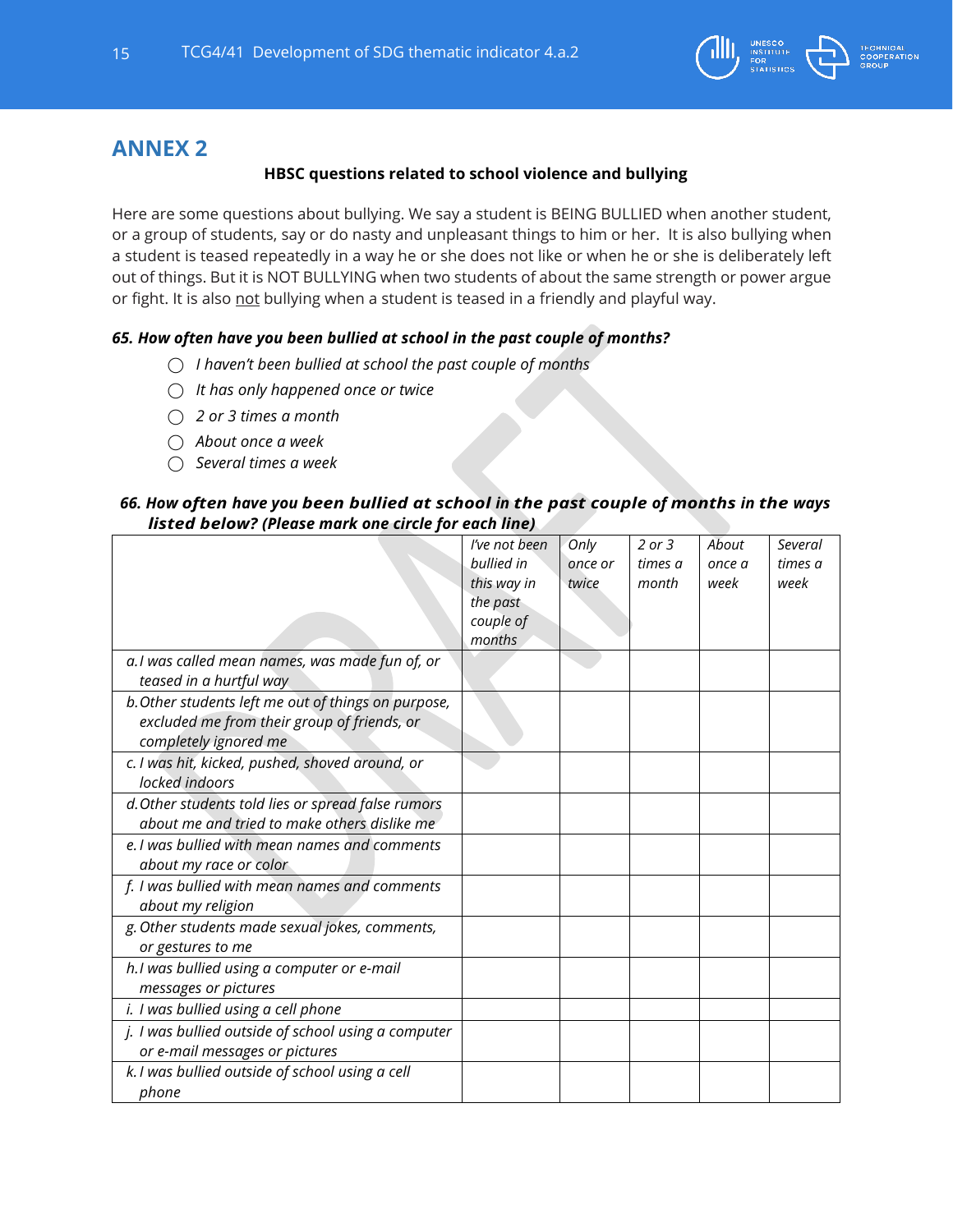## ANNEX 2

**HBSC questions related to school violence and bullying**

Here are some questions about bullying. We say a student is BEING BULLIED when another student, or a group of students, say or do nasty and unpleasant things to him or her. It is also bullying when a student is teased repeatedly in a way he or she does not like or when he or she is deliberately left out of things. But it is NOT BULLYING when two students of about the same strength or power argue or fight. It is also not bullying when a student is teased in a friendly and playful way.

***65. How often have you been bullied at school in the past couple of months?***

- ◯ *I haven't been bullied at school the past couple of months*
- ◯ *It has only happened once or twice*
- ◯ *2 or 3 times a month*
- ◯ *About once a week*
- ◯ *Several times a week*

***66. How often have you been bullied at school in the past couple of months in the ways listed below? (Please mark one circle for each line)***

| | *I've not been bullied in this way in the past couple of months* | *Only once or twice* | *2 or 3 times a month* | *About once a week* | *Several times a week* |
|---|---|---|---|---|---|
| *a. I was called mean names, was made fun of, or teased in a hurtful way* | | | | | |
| *b. Other students left me out of things on purpose, excluded me from their group of friends, or completely ignored me* | | | | | |
| *c. I was hit, kicked, pushed, shoved around, or locked indoors* | | | | | |
| *d. Other students told lies or spread false rumors about me and tried to make others dislike me* | | | | | |
| *e. I was bullied with mean names and comments about my race or color* | | | | | |
| *f. I was bullied with mean names and comments about my religion* | | | | | |
| *g. Other students made sexual jokes, comments, or gestures to me* | | | | | |
| *h. I was bullied using a computer or e-mail messages or pictures* | | | | | |
| *i. I was bullied using a cell phone* | | | | | |
| *j. I was bullied outside of school using a computer or e-mail messages or pictures* | | | | | |
| *k. I was bullied outside of school using a cell phone* | | | | | |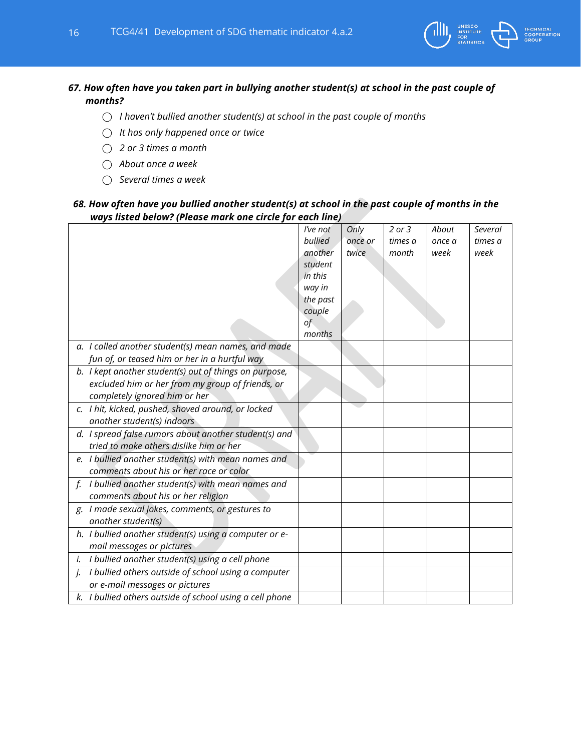***67. How often have you taken part in bullying another student(s) at school in the past couple of months?***

- ◯ *I haven't bullied another student(s) at school in the past couple of months*
- ◯ *It has only happened once or twice*
- ◯ *2 or 3 times a month*
- ◯ *About once a week*
- ◯ *Several times a week*

***68. How often have you bullied another student(s) at school in the past couple of months in the ways listed below? (Please mark one circle for each line)***

| | *I've not bullied another student in this way in the past couple of months* | *Only once or twice* | *2 or 3 times a month* | *About once a week* | *Several times a week* |
|---|---|---|---|---|---|
| *a. I called another student(s) mean names, and made fun of, or teased him or her in a hurtful way* | | | | | |
| *b. I kept another student(s) out of things on purpose, excluded him or her from my group of friends, or completely ignored him or her* | | | | | |
| *c. I hit, kicked, pushed, shoved around, or locked another student(s) indoors* | | | | | |
| *d. I spread false rumors about another student(s) and tried to make others dislike him or her* | | | | | |
| *e. I bullied another student(s) with mean names and comments about his or her race or color* | | | | | |
| *f. I bullied another student(s) with mean names and comments about his or her religion* | | | | | |
| *g. I made sexual jokes, comments, or gestures to another student(s)* | | | | | |
| *h. I bullied another student(s) using a computer or e-mail messages or pictures* | | | | | |
| *i. I bullied another student(s) using a cell phone* | | | | | |
| *j. I bullied others outside of school using a computer or e-mail messages or pictures* | | | | | |
| *k. I bullied others outside of school using a cell phone* | | | | | |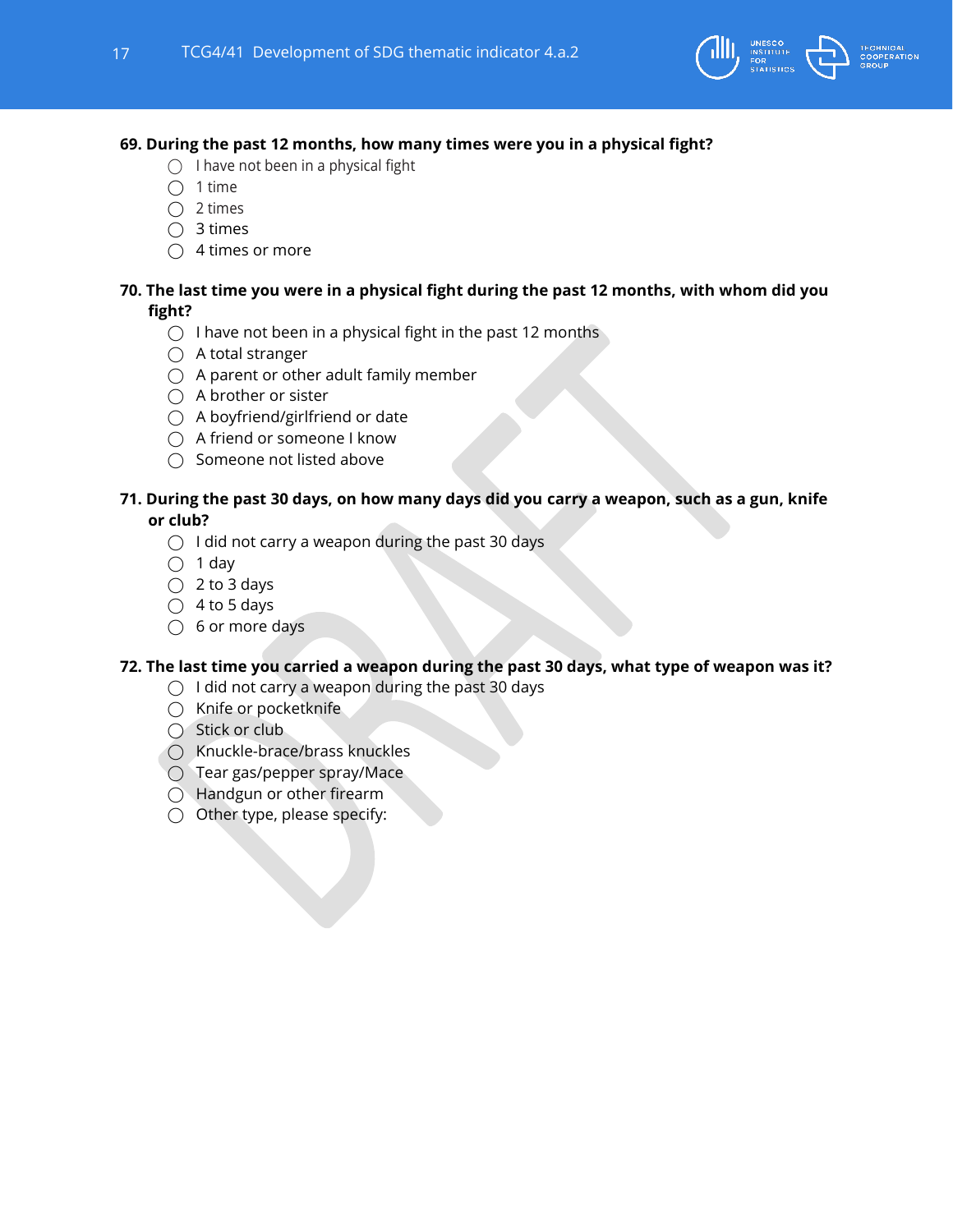**69. During the past 12 months, how many times were you in a physical fight?**

- ◯ I have not been in a physical fight
- ◯ 1 time
- ◯ 2 times
- ◯ 3 times
- ◯ 4 times or more

**70. The last time you were in a physical fight during the past 12 months, with whom did you fight?**

- ◯ I have not been in a physical fight in the past 12 months
- ◯ A total stranger
- ◯ A parent or other adult family member
- ◯ A brother or sister
- ◯ A boyfriend/girlfriend or date
- ◯ A friend or someone I know
- ◯ Someone not listed above

**71. During the past 30 days, on how many days did you carry a weapon, such as a gun, knife or club?**

- ◯ I did not carry a weapon during the past 30 days
- ◯ 1 day
- ◯ 2 to 3 days
- ◯ 4 to 5 days
- ◯ 6 or more days

**72. The last time you carried a weapon during the past 30 days, what type of weapon was it?**

- ◯ I did not carry a weapon during the past 30 days
- ◯ Knife or pocketknife
- ◯ Stick or club
- ◯ Knuckle-brace/brass knuckles
- ◯ Tear gas/pepper spray/Mace
- ◯ Handgun or other firearm
- ◯ Other type, please specify: